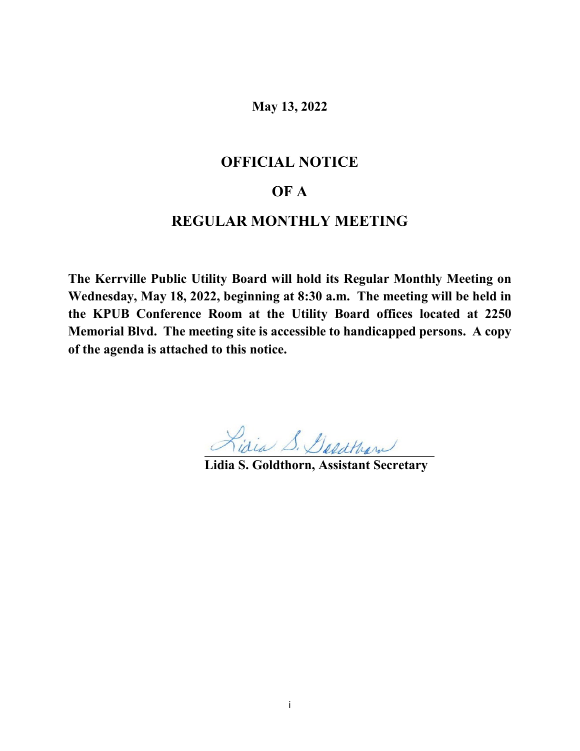**May 13, 2022**

# OFFICIAL NOTICE

# OF A

# REGULAR MONTHLY MEETING

**The Kerrville Public Utility Board will hold its Regular Monthly Meeting on Wednesday, May 18, 2022, beginning at 8:30 a.m. The meeting will be held in the KPUB Conference Room at the Utility Board offices located at 2250 Memorial Blvd. The meeting site is accessible to handicapped persons. A copy of the agenda is attached to this notice.**

Lidia S. Goldthorn

**Lidia S. Goldthorn, Assistant Secretary**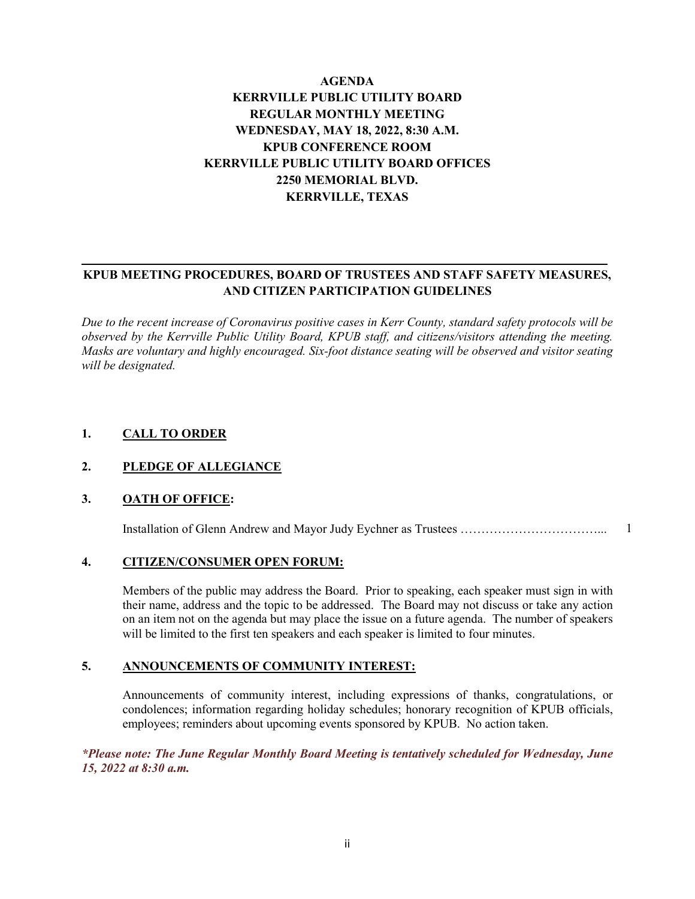# AGENDA
# KERRVILLE PUBLIC UTILITY BOARD
# REGULAR MONTHLY MEETING
# WEDNESDAY, MAY 18, 2022, 8:30 A.M.
# KPUB CONFERENCE ROOM
# KERRVILLE PUBLIC UTILITY BOARD OFFICES
# 2250 MEMORIAL BLVD.
# KERRVILLE, TEXAS

---

## KPUB MEETING PROCEDURES, BOARD OF TRUSTEES AND STAFF SAFETY MEASURES, AND CITIZEN PARTICIPATION GUIDELINES

*Due to the recent increase of Coronavirus positive cases in Kerr County, standard safety protocols will be observed by the Kerrville Public Utility Board, KPUB staff, and citizens/visitors attending the meeting. Masks are voluntary and highly encouraged. Six-foot distance seating will be observed and visitor seating will be designated.*

**1. CALL TO ORDER**

**2. PLEDGE OF ALLEGIANCE**

**3. OATH OF OFFICE:**

Installation of Glenn Andrew and Mayor Judy Eychner as Trustees ……………………………... 1

**4. CITIZEN/CONSUMER OPEN FORUM:**

Members of the public may address the Board. Prior to speaking, each speaker must sign in with their name, address and the topic to be addressed. The Board may not discuss or take any action on an item not on the agenda but may place the issue on a future agenda. The number of speakers will be limited to the first ten speakers and each speaker is limited to four minutes.

**5. ANNOUNCEMENTS OF COMMUNITY INTEREST:**

Announcements of community interest, including expressions of thanks, congratulations, or condolences; information regarding holiday schedules; honorary recognition of KPUB officials, employees; reminders about upcoming events sponsored by KPUB. No action taken.

***\*Please note: The June Regular Monthly Board Meeting is tentatively scheduled for Wednesday, June 15, 2022 at 8:30 a.m.***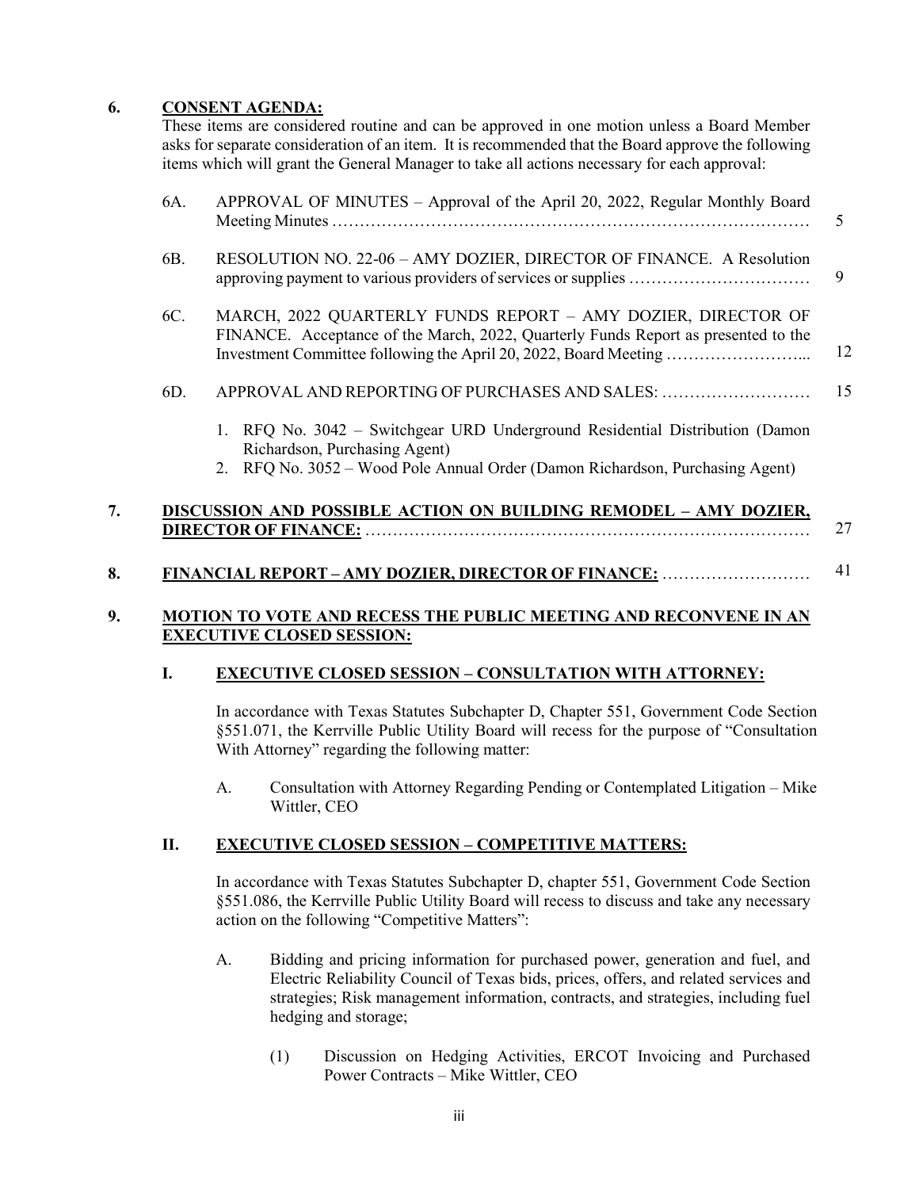**6. CONSENT AGENDA:**

These items are considered routine and can be approved in one motion unless a Board Member asks for separate consideration of an item. It is recommended that the Board approve the following items which will grant the General Manager to take all actions necessary for each approval:

6A. APPROVAL OF MINUTES – Approval of the April 20, 2022, Regular Monthly Board Meeting Minutes …………………………………………………………………………… 5

6B. RESOLUTION NO. 22-06 – AMY DOZIER, DIRECTOR OF FINANCE. A Resolution approving payment to various providers of services or supplies …………………………… 9

6C. MARCH, 2022 QUARTERLY FUNDS REPORT – AMY DOZIER, DIRECTOR OF FINANCE. Acceptance of the March, 2022, Quarterly Funds Report as presented to the Investment Committee following the April 20, 2022, Board Meeting ……………………... 12

6D. APPROVAL AND REPORTING OF PURCHASES AND SALES: ……………………… 15

1. RFQ No. 3042 – Switchgear URD Underground Residential Distribution (Damon Richardson, Purchasing Agent)
2. RFQ No. 3052 – Wood Pole Annual Order (Damon Richardson, Purchasing Agent)

**7. <u>DISCUSSION AND POSSIBLE ACTION ON BUILDING REMODEL – AMY DOZIER, DIRECTOR OF FINANCE:</u>** ……………………………………………………………………… 27

**8. <u>FINANCIAL REPORT – AMY DOZIER, DIRECTOR OF FINANCE:</u>** ……………………… 41

**9. <u>MOTION TO VOTE AND RECESS THE PUBLIC MEETING AND RECONVENE IN AN EXECUTIVE CLOSED SESSION:</u>**

**I. <u>EXECUTIVE CLOSED SESSION – CONSULTATION WITH ATTORNEY:</u>**

In accordance with Texas Statutes Subchapter D, Chapter 551, Government Code Section §551.071, the Kerrville Public Utility Board will recess for the purpose of "Consultation With Attorney" regarding the following matter:

A. Consultation with Attorney Regarding Pending or Contemplated Litigation – Mike Wittler, CEO

**II. <u>EXECUTIVE CLOSED SESSION – COMPETITIVE MATTERS:</u>**

In accordance with Texas Statutes Subchapter D, chapter 551, Government Code Section §551.086, the Kerrville Public Utility Board will recess to discuss and take any necessary action on the following "Competitive Matters":

A. Bidding and pricing information for purchased power, generation and fuel, and Electric Reliability Council of Texas bids, prices, offers, and related services and strategies; Risk management information, contracts, and strategies, including fuel hedging and storage;

(1) Discussion on Hedging Activities, ERCOT Invoicing and Purchased Power Contracts – Mike Wittler, CEO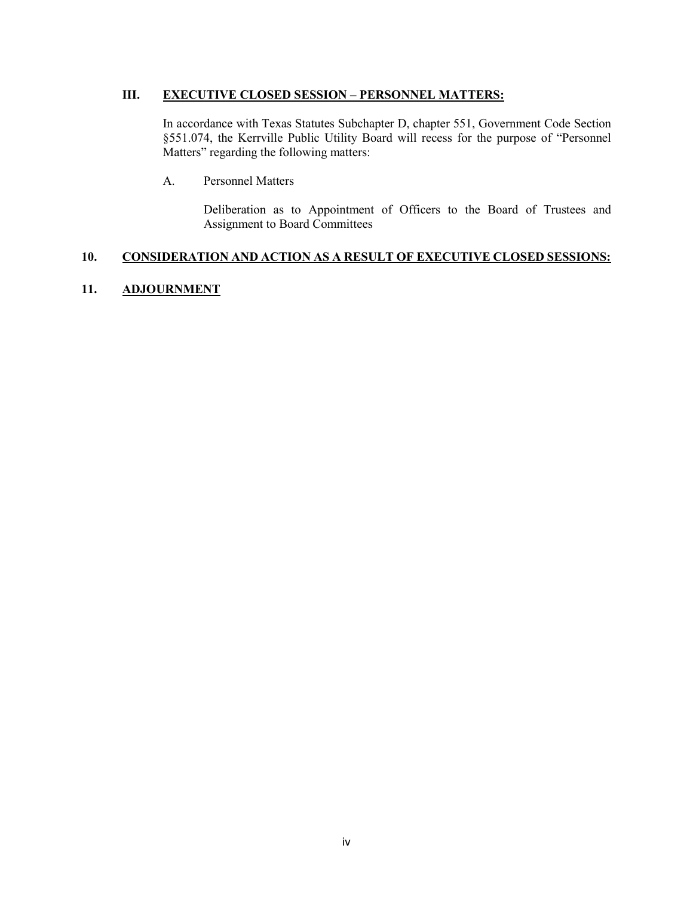**III. <u>EXECUTIVE CLOSED SESSION – PERSONNEL MATTERS:</u>**

In accordance with Texas Statutes Subchapter D, chapter 551, Government Code Section §551.074, the Kerrville Public Utility Board will recess for the purpose of "Personnel Matters" regarding the following matters:

A. Personnel Matters

Deliberation as to Appointment of Officers to the Board of Trustees and Assignment to Board Committees

**10. <u>CONSIDERATION AND ACTION AS A RESULT OF EXECUTIVE CLOSED SESSIONS:</u>**

**11. <u>ADJOURNMENT</u>**